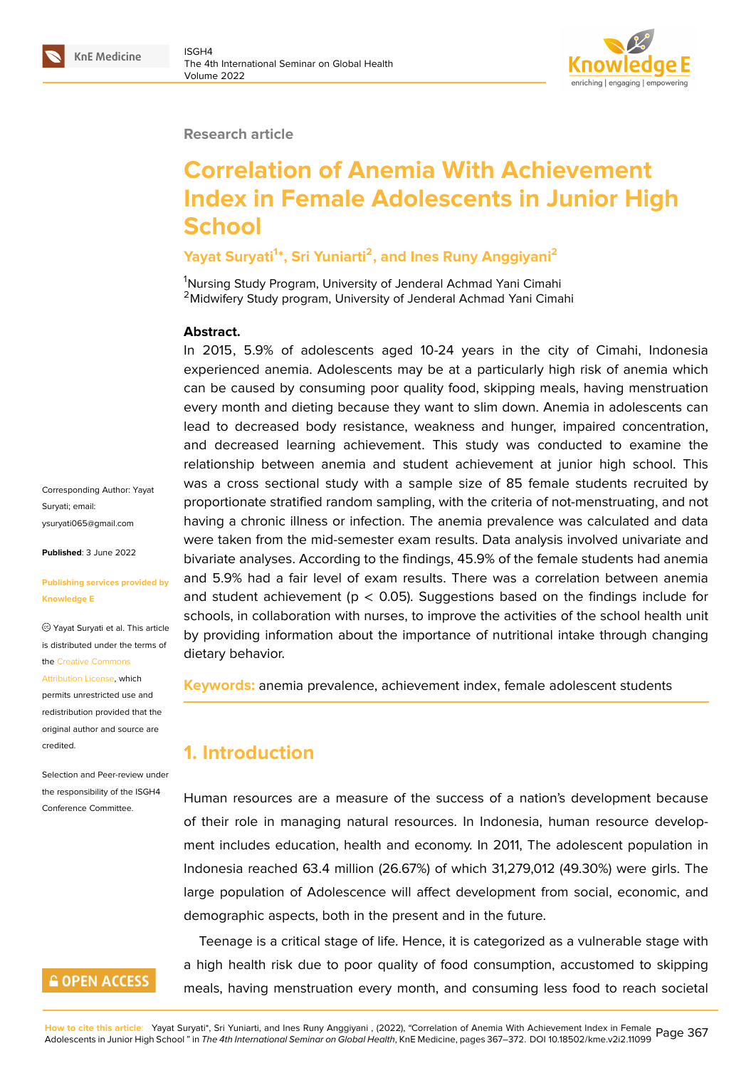Research article

# Correlation of Anemia With Achievement Index in Female Adolescents in Junior High School

**Yayat Suryati[1]*, Sri Yuniarti[2], and Ines Runy Anggiyani[2]**

[1]Nursing Study Program, University of Jenderal Achmad Yani Cimahi
[2]Midwifery Study program, University of Jenderal Achmad Yani Cimahi

**Abstract.**
In 2015, 5.9% of adolescents aged 10-24 years in the city of Cimahi, Indonesia experienced anemia. Adolescents may be at a particularly high risk of anemia which can be caused by consuming poor quality food, skipping meals, having menstruation every month and dieting because they want to slim down. Anemia in adolescents can lead to decreased body resistance, weakness and hunger, impaired concentration, and decreased learning achievement. This study was conducted to examine the relationship between anemia and student achievement at junior high school. This was a cross sectional study with a sample size of 85 female students recruited by proportionate stratified random sampling, with the criteria of not-menstruating, and not having a chronic illness or infection. The anemia prevalence was calculated and data were taken from the mid-semester exam results. Data analysis involved univariate and bivariate analyses. According to the findings, 45.9% of the female students had anemia and 5.9% had a fair level of exam results. There was a correlation between anemia and student achievement ($p < 0.05$). Suggestions based on the findings include for schools, in collaboration with nurses, to improve the activities of the school health unit by providing information about the importance of nutritional intake through changing dietary behavior.

**Keywords:** anemia prevalence, achievement index, female adolescent students

Corresponding Author: Yayat Suryati; email: ysuryati065@gmail.com

**Published**: 3 June 2022

**Publishing services provided by Knowledge E**

© Yayat Suryati et al. This article is distributed under the terms of the Creative Commons Attribution License, which permits unrestricted use and redistribution provided that the original author and source are credited.

Selection and Peer-review under the responsibility of the ISGH4 Conference Committee.

## 1. Introduction

Human resources are a measure of the success of a nation's development because of their role in managing natural resources. In Indonesia, human resource development includes education, health and economy. In 2011, The adolescent population in Indonesia reached 63.4 million (26.67%) of which 31,279,012 (49.30%) were girls. The large population of Adolescence will affect development from social, economic, and demographic aspects, both in the present and in the future.

Teenage is a critical stage of life. Hence, it is categorized as a vulnerable stage with a high health risk due to poor quality of food consumption, accustomed to skipping meals, having menstruation every month, and consuming less food to reach societal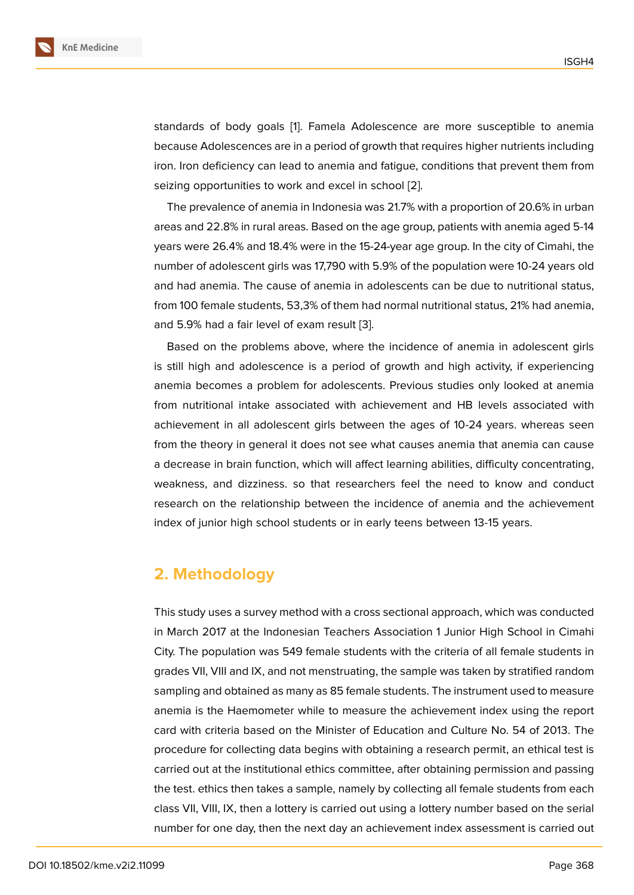standards of body goals [1]. Famela Adolescence are more susceptible to anemia because Adolescences are in a period of growth that requires higher nutrients including iron. Iron deficiency can lead to anemia and fatigue, conditions that prevent them from seizing opportunities to work and excel in school [2].

The prevalence of anemia in Indonesia was 21.7% with a proportion of 20.6% in urban areas and 22.8% in rural areas. Based on the age group, patients with anemia aged 5-14 years were 26.4% and 18.4% were in the 15-24-year age group. In the city of Cimahi, the number of adolescent girls was 17,790 with 5.9% of the population were 10-24 years old and had anemia. The cause of anemia in adolescents can be due to nutritional status, from 100 female students, 53,3% of them had normal nutritional status, 21% had anemia, and 5.9% had a fair level of exam result [3].

Based on the problems above, where the incidence of anemia in adolescent girls is still high and adolescence is a period of growth and high activity, if experiencing anemia becomes a problem for adolescents. Previous studies only looked at anemia from nutritional intake associated with achievement and HB levels associated with achievement in all adolescent girls between the ages of 10-24 years. whereas seen from the theory in general it does not see what causes anemia that anemia can cause a decrease in brain function, which will affect learning abilities, difficulty concentrating, weakness, and dizziness. so that researchers feel the need to know and conduct research on the relationship between the incidence of anemia and the achievement index of junior high school students or in early teens between 13-15 years.

## 2. Methodology

This study uses a survey method with a cross sectional approach, which was conducted in March 2017 at the Indonesian Teachers Association 1 Junior High School in Cimahi City. The population was 549 female students with the criteria of all female students in grades VII, VIII and IX, and not menstruating, the sample was taken by stratified random sampling and obtained as many as 85 female students. The instrument used to measure anemia is the Haemometer while to measure the achievement index using the report card with criteria based on the Minister of Education and Culture No. 54 of 2013. The procedure for collecting data begins with obtaining a research permit, an ethical test is carried out at the institutional ethics committee, after obtaining permission and passing the test. ethics then takes a sample, namely by collecting all female students from each class VII, VIII, IX, then a lottery is carried out using a lottery number based on the serial number for one day, then the next day an achievement index assessment is carried out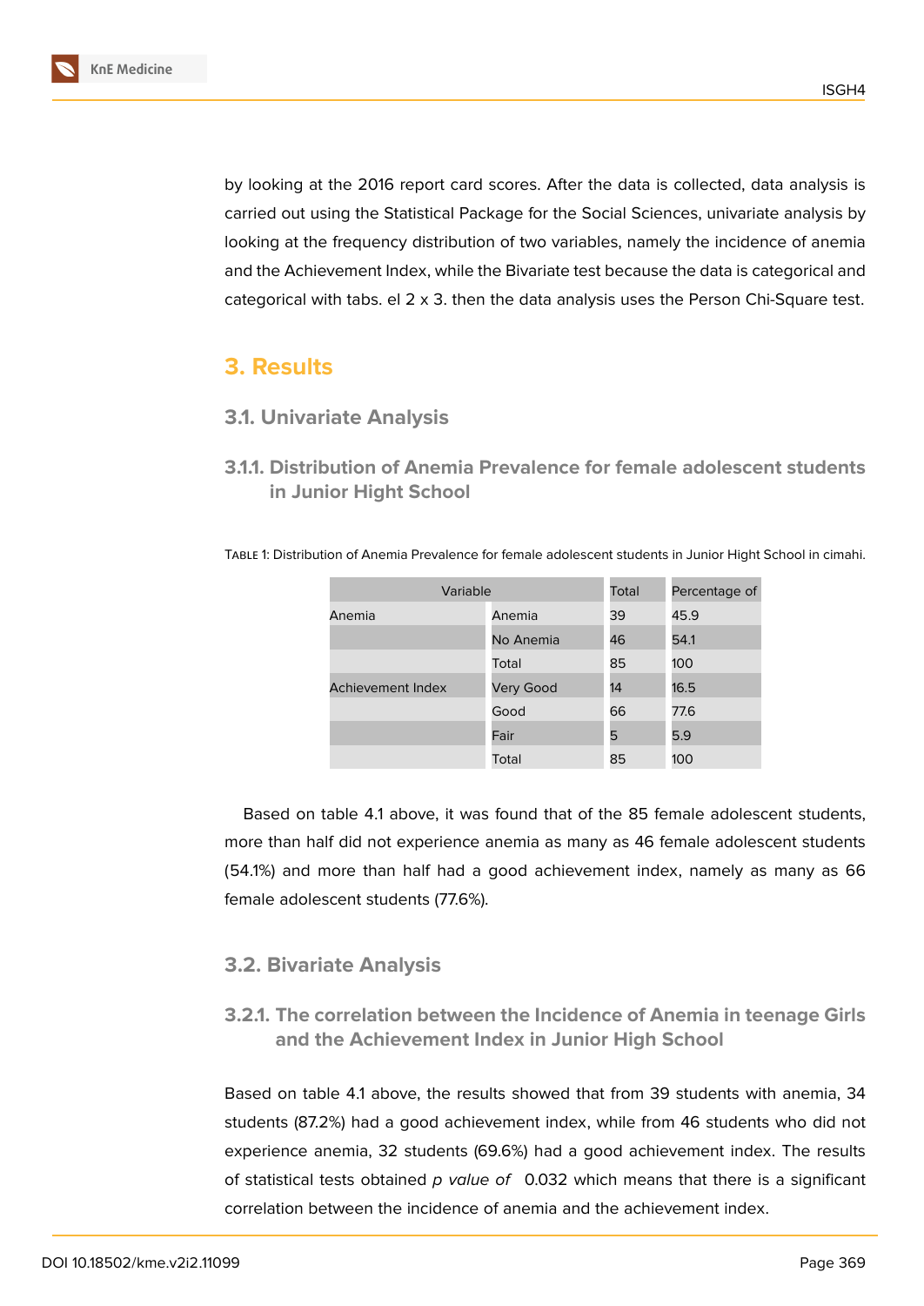by looking at the 2016 report card scores. After the data is collected, data analysis is carried out using the Statistical Package for the Social Sciences, univariate analysis by looking at the frequency distribution of two variables, namely the incidence of anemia and the Achievement Index, while the Bivariate test because the data is categorical and categorical with tabs. el 2 x 3. then the data analysis uses the Person Chi-Square test.

## 3. Results

### 3.1. Univariate Analysis

#### 3.1.1. Distribution of Anemia Prevalence for female adolescent students in Junior Hight School

Table 1: Distribution of Anemia Prevalence for female adolescent students in Junior Hight School in cimahi.

| Variable | | Total | Percentage of |
|---|---|---|---|
| Anemia | Anemia | 39 | 45.9 |
| | No Anemia | 46 | 54.1 |
| | Total | 85 | 100 |
| Achievement Index | Very Good | 14 | 16.5 |
| | Good | 66 | 77.6 |
| | Fair | 5 | 5.9 |
| | Total | 85 | 100 |

Based on table 4.1 above, it was found that of the 85 female adolescent students, more than half did not experience anemia as many as 46 female adolescent students (54.1%) and more than half had a good achievement index, namely as many as 66 female adolescent students (77.6%).

### 3.2. Bivariate Analysis

#### 3.2.1. The correlation between the Incidence of Anemia in teenage Girls and the Achievement Index in Junior High School

Based on table 4.1 above, the results showed that from 39 students with anemia, 34 students (87.2%) had a good achievement index, while from 46 students who did not experience anemia, 32 students (69.6%) had a good achievement index. The results of statistical tests obtained *p value of* 0.032 which means that there is a significant correlation between the incidence of anemia and the achievement index.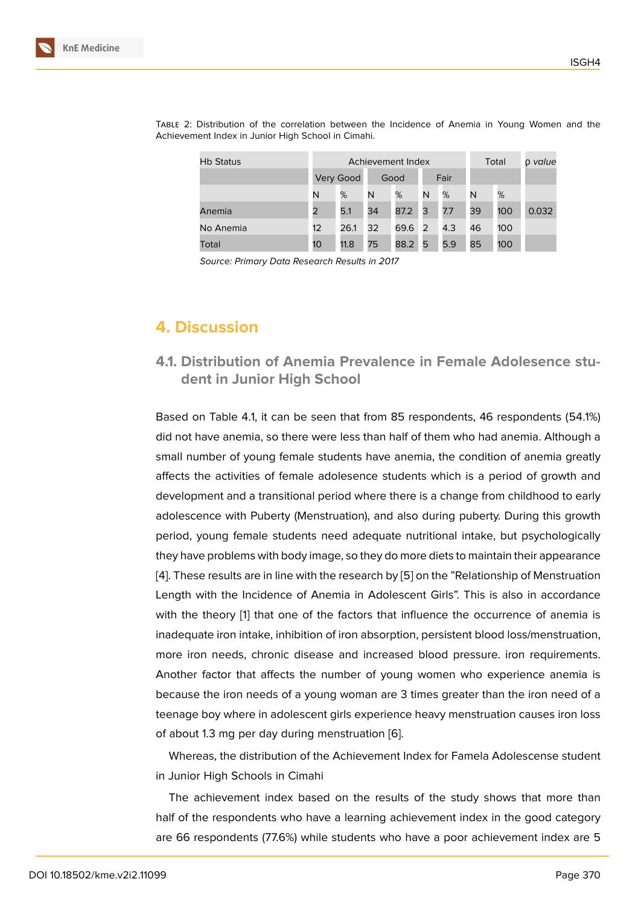Table 2: Distribution of the correlation between the Incidence of Anemia in Young Women and the Achievement Index in Junior High School in Cimahi.

| Hb Status | Achievement Index | | | | | | Total | | ρ *value* |
|---|---|---|---|---|---|---|---|---|---|
| | Very Good | | Good | | Fair | | | | |
| | N | % | N | % | N | % | N | % | |
| Anemia | 2 | 5.1 | 34 | 87.2 | 3 | 7.7 | 39 | 100 | 0.032 |
| No Anemia | 12 | 26.1 | 32 | 69.6 | 2 | 4.3 | 46 | 100 | |
| Total | 10 | 11.8 | 75 | 88.2 | 5 | 5.9 | 85 | 100 | |

*Source: Primary Data Research Results in 2017*

# 4. Discussion

## 4.1. Distribution of Anemia Prevalence in Female Adolesence student in Junior High School

Based on Table 4.1, it can be seen that from 85 respondents, 46 respondents (54.1%) did not have anemia, so there were less than half of them who had anemia. Although a small number of young female students have anemia, the condition of anemia greatly affects the activities of female adolesence students which is a period of growth and development and a transitional period where there is a change from childhood to early adolescence with Puberty (Menstruation), and also during puberty. During this growth period, young female students need adequate nutritional intake, but psychologically they have problems with body image, so they do more diets to maintain their appearance [4]. These results are in line with the research by [5] on the "Relationship of Menstruation Length with the Incidence of Anemia in Adolescent Girls". This is also in accordance with the theory [1] that one of the factors that influence the occurrence of anemia is inadequate iron intake, inhibition of iron absorption, persistent blood loss/menstruation, more iron needs, chronic disease and increased blood pressure. iron requirements. Another factor that affects the number of young women who experience anemia is because the iron needs of a young woman are 3 times greater than the iron need of a teenage boy where in adolescent girls experience heavy menstruation causes iron loss of about 1.3 mg per day during menstruation [6].

Whereas, the distribution of the Achievement Index for Famela Adolescense student in Junior High Schools in Cimahi

The achievement index based on the results of the study shows that more than half of the respondents who have a learning achievement index in the good category are 66 respondents (77.6%) while students who have a poor achievement index are 5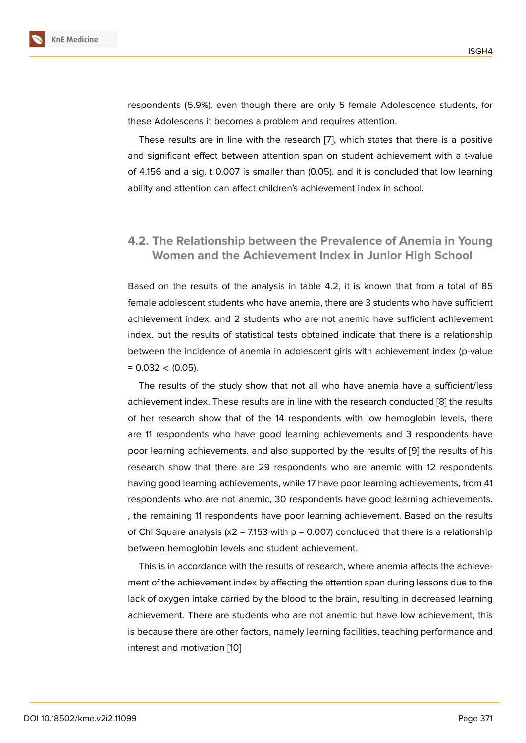respondents (5.9%). even though there are only 5 female Adolescence students, for these Adolescens it becomes a problem and requires attention.

These results are in line with the research [7], which states that there is a positive and significant effect between attention span on student achievement with a t-value of 4.156 and a sig. t 0.007 is smaller than (0.05). and it is concluded that low learning ability and attention can affect children's achievement index in school.

## 4.2. The Relationship between the Prevalence of Anemia in Young Women and the Achievement Index in Junior High School

Based on the results of the analysis in table 4.2, it is known that from a total of 85 female adolescent students who have anemia, there are 3 students who have sufficient achievement index, and 2 students who are not anemic have sufficient achievement index. but the results of statistical tests obtained indicate that there is a relationship between the incidence of anemia in adolescent girls with achievement index (p-value = 0.032 < (0.05).

The results of the study show that not all who have anemia have a sufficient/less achievement index. These results are in line with the research conducted [8] the results of her research show that of the 14 respondents with low hemoglobin levels, there are 11 respondents who have good learning achievements and 3 respondents have poor learning achievements. and also supported by the results of [9] the results of his research show that there are 29 respondents who are anemic with 12 respondents having good learning achievements, while 17 have poor learning achievements, from 41 respondents who are not anemic, 30 respondents have good learning achievements. , the remaining 11 respondents have poor learning achievement. Based on the results of Chi Square analysis ($x2$ = 7.153 with p = 0.007) concluded that there is a relationship between hemoglobin levels and student achievement.

This is in accordance with the results of research, where anemia affects the achievement of the achievement index by affecting the attention span during lessons due to the lack of oxygen intake carried by the blood to the brain, resulting in decreased learning achievement. There are students who are not anemic but have low achievement, this is because there are other factors, namely learning facilities, teaching performance and interest and motivation [10]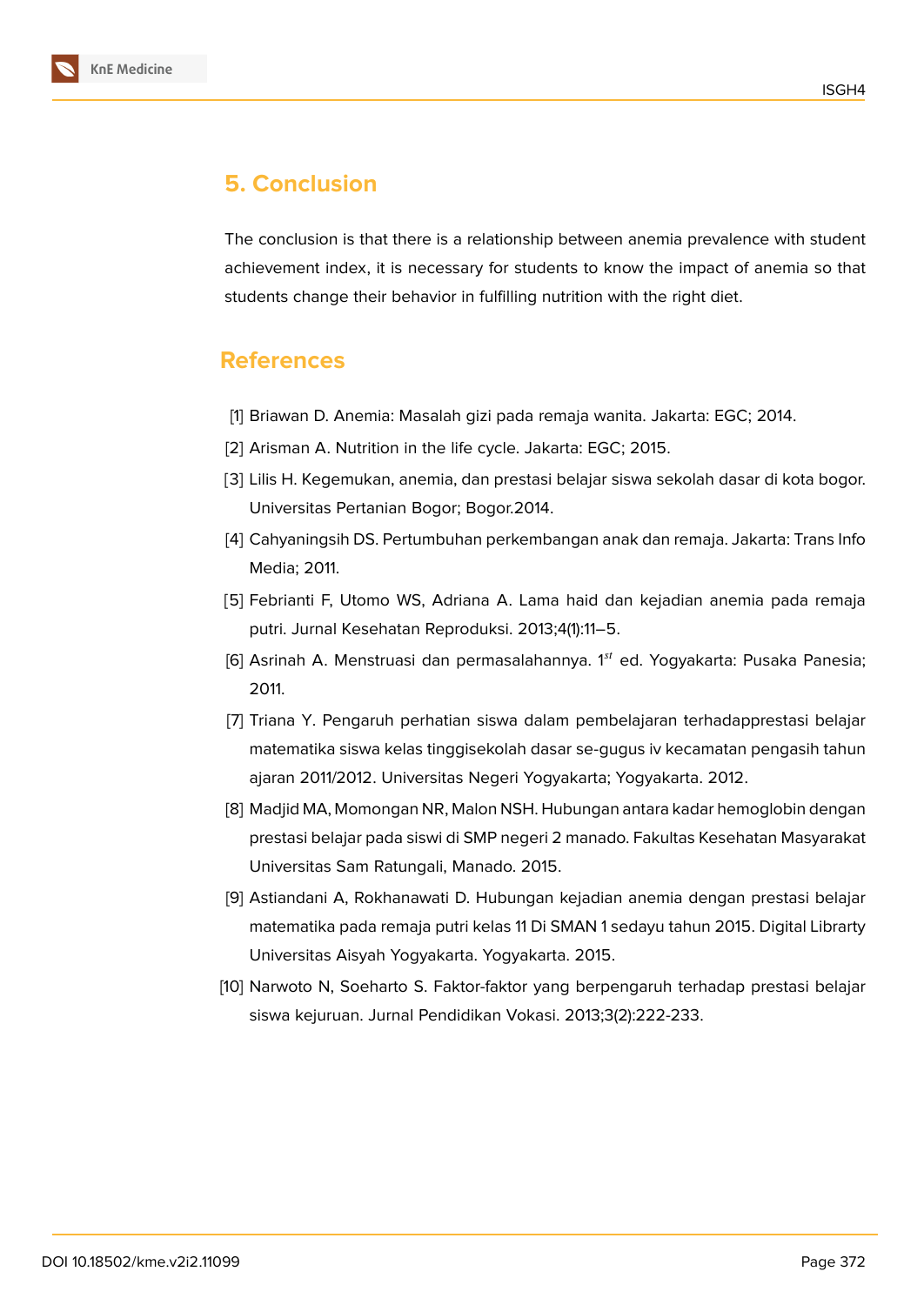## 5. Conclusion

The conclusion is that there is a relationship between anemia prevalence with student achievement index, it is necessary for students to know the impact of anemia so that students change their behavior in fulfilling nutrition with the right diet.

## References

[1] Briawan D. Anemia: Masalah gizi pada remaja wanita. Jakarta: EGC; 2014.

[2] Arisman A. Nutrition in the life cycle. Jakarta: EGC; 2015.

[3] Lilis H. Kegemukan, anemia, dan prestasi belajar siswa sekolah dasar di kota bogor. Universitas Pertanian Bogor; Bogor.2014.

[4] Cahyaningsih DS. Pertumbuhan perkembangan anak dan remaja. Jakarta: Trans Info Media; 2011.

[5] Febrianti F, Utomo WS, Adriana A. Lama haid dan kejadian anemia pada remaja putri. Jurnal Kesehatan Reproduksi. 2013;4(1):11–5.

[6] Asrinah A. Menstruasi dan permasalahannya. 1st ed. Yogyakarta: Pusaka Panesia; 2011.

[7] Triana Y. Pengaruh perhatian siswa dalam pembelajaran terhadapprestasi belajar matematika siswa kelas tinggisekolah dasar se-gugus iv kecamatan pengasih tahun ajaran 2011/2012. Universitas Negeri Yogyakarta; Yogyakarta. 2012.

[8] Madjid MA, Momongan NR, Malon NSH. Hubungan antara kadar hemoglobin dengan prestasi belajar pada siswi di SMP negeri 2 manado. Fakultas Kesehatan Masyarakat Universitas Sam Ratungali, Manado. 2015.

[9] Astiandani A, Rokhanawati D. Hubungan kejadian anemia dengan prestasi belajar matematika pada remaja putri kelas 11 Di SMAN 1 sedayu tahun 2015. Digital Librarty Universitas Aisyah Yogyakarta. Yogyakarta. 2015.

[10] Narwoto N, Soeharto S. Faktor-faktor yang berpengaruh terhadap prestasi belajar siswa kejuruan. Jurnal Pendidikan Vokasi. 2013;3(2):222-233.